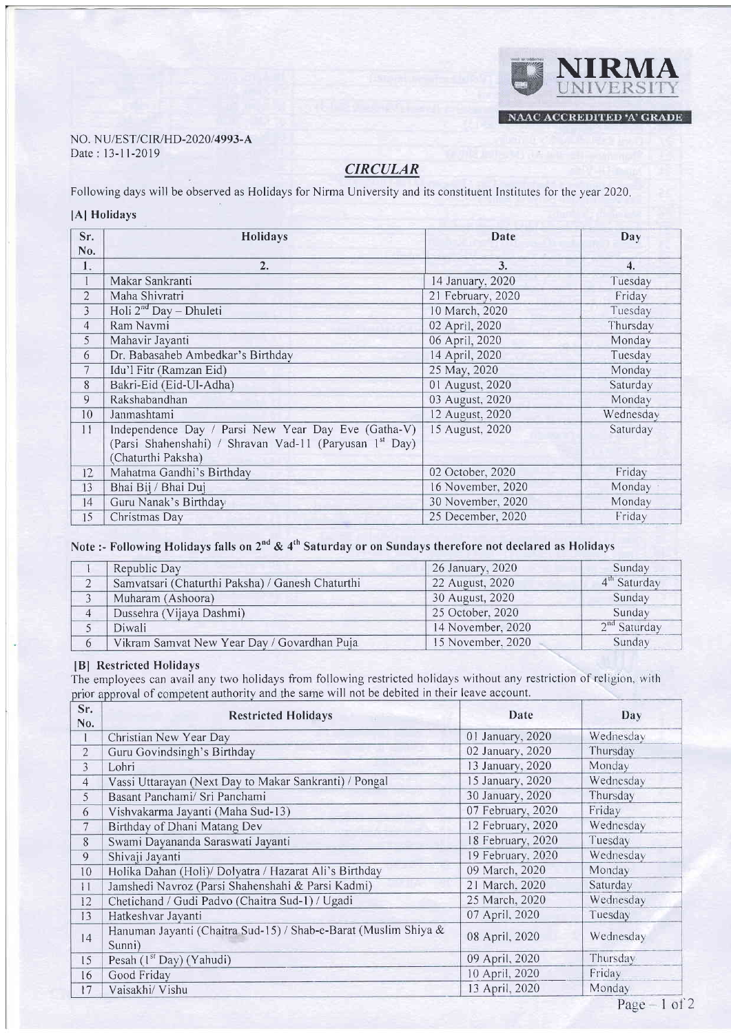NIRMA UNIVERSITY

NAAC ACCREDITED 'A' GRADE

NO. NU/EST/CIR/HD-2020/**4993-A**
Date : 13-11-2019

## *CIRCULAR*

Following days will be observed as Holidays for Nirma University and its constituent Institutes for the year 2020.

### [A] Holidays

| Sr. No. | Holidays | Date | Day |
|---|---|---|---|
| 1. | 2. | 3. | 4. |
| 1 | Makar Sankranti | 14 January, 2020 | Tuesday |
| 2 | Maha Shivratri | 21 February, 2020 | Friday |
| 3 | Holi 2nd Day – Dhuleti | 10 March, 2020 | Tuesday |
| 4 | Ram Navmi | 02 April, 2020 | Thursday |
| 5 | Mahavir Jayanti | 06 April, 2020 | Monday |
| 6 | Dr. Babasaheb Ambedkar's Birthday | 14 April, 2020 | Tuesday |
| 7 | Idu'l Fitr (Ramzan Eid) | 25 May, 2020 | Monday |
| 8 | Bakri-Eid (Eid-Ul-Adha) | 01 August, 2020 | Saturday |
| 9 | Rakshabandhan | 03 August, 2020 | Monday |
| 10 | Janmashtami | 12 August, 2020 | Wednesday |
| 11 | Independence Day / Parsi New Year Day Eve (Gatha-V) (Parsi Shahenshahi) / Shravan Vad-11 (Paryusan 1st Day) (Chaturthi Paksha) | 15 August, 2020 | Saturday |
| 12 | Mahatma Gandhi's Birthday | 02 October, 2020 | Friday |
| 13 | Bhai Bij / Bhai Duj | 16 November, 2020 | Monday |
| 14 | Guru Nanak's Birthday | 30 November, 2020 | Monday |
| 15 | Christmas Day | 25 December, 2020 | Friday |

**Note :- Following Holidays falls on 2nd & 4th Saturday or on Sundays therefore not declared as Holidays**

| | | | |
|---|---|---|---|
| 1 | Republic Day | 26 January, 2020 | Sunday |
| 2 | Samvatsari (Chaturthi Paksha) / Ganesh Chaturthi | 22 August, 2020 | 4th Saturday |
| 3 | Muharam (Ashoora) | 30 August, 2020 | Sunday |
| 4 | Dussehra (Vijaya Dashmi) | 25 October, 2020 | Sunday |
| 5 | Diwali | 14 November, 2020 | 2nd Saturday |
| 6 | Vikram Samvat New Year Day / Govardhan Puja | 15 November, 2020 | Sunday |

### [B] Restricted Holidays

The employees can avail any two holidays from following restricted holidays without any restriction of religion, with prior approval of competent authority and the same will not be debited in their leave account.

| Sr. No. | Restricted Holidays | Date | Day |
|---|---|---|---|
| 1 | Christian New Year Day | 01 January, 2020 | Wednesday |
| 2 | Guru Govindsingh's Birthday | 02 January, 2020 | Thursday |
| 3 | Lohri | 13 January, 2020 | Monday |
| 4 | Vassi Uttarayan (Next Day to Makar Sankranti) / Pongal | 15 January, 2020 | Wednesday |
| 5 | Basant Panchami/ Sri Panchami | 30 January, 2020 | Thursday |
| 6 | Vishvakarma Jayanti (Maha Sud-13) | 07 February, 2020 | Friday |
| 7 | Birthday of Dhani Matang Dev | 12 February, 2020 | Wednesday |
| 8 | Swami Dayananda Saraswati Jayanti | 18 February, 2020 | Tuesday |
| 9 | Shivaji Jayanti | 19 February, 2020 | Wednesday |
| 10 | Holika Dahan (Holi)/ Dolyatra / Hazarat Ali's Birthday | 09 March, 2020 | Monday |
| 11 | Jamshedi Navroz (Parsi Shahenshahi & Parsi Kadmi) | 21 March, 2020 | Saturday |
| 12 | Chetichand / Gudi Padvo (Chaitra Sud-1) / Ugadi | 25 March, 2020 | Wednesday |
| 13 | Hatkeshvar Jayanti | 07 April, 2020 | Tuesday |
| 14 | Hanuman Jayanti (Chaitra Sud-15) / Shab-e-Barat (Muslim Shiya & Sunni) | 08 April, 2020 | Wednesday |
| 15 | Pesah (1st Day) (Yahudi) | 09 April, 2020 | Thursday |
| 16 | Good Friday | 10 April, 2020 | Friday |
| 17 | Vaisakhi/ Vishu | 13 April, 2020 | Monday |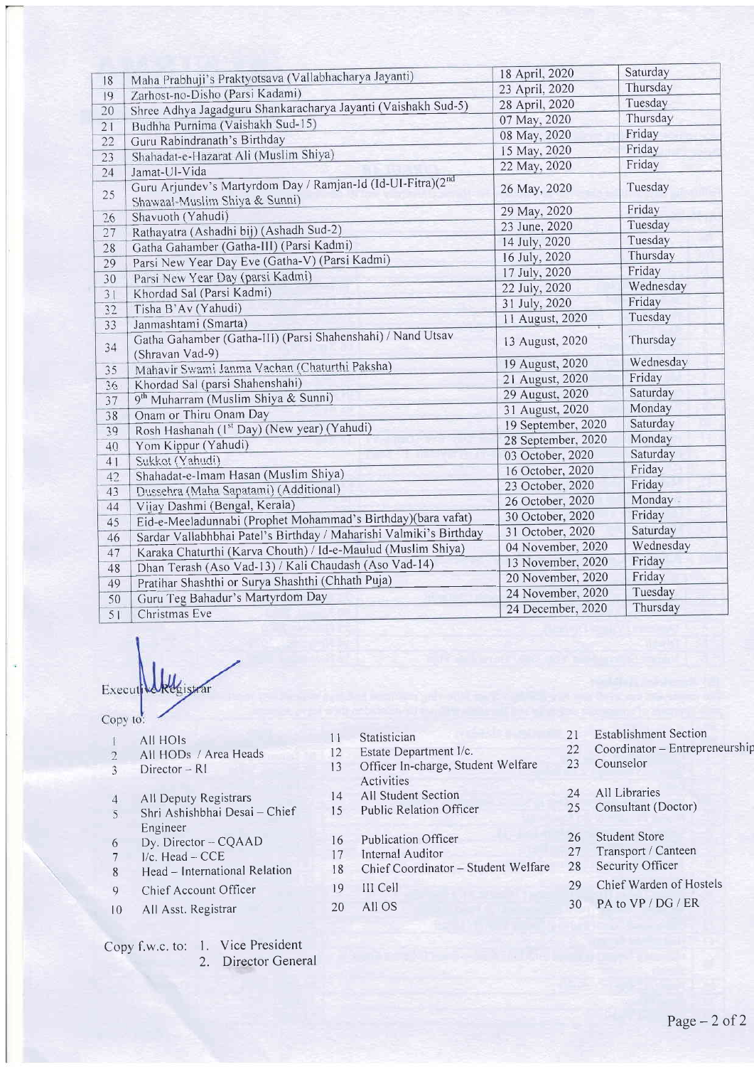| | | | |
|---|---|---|---|
| 18 | Maha Prabhuji's Praktyotsava (Vallabhacharya Jayanti) | 18 April, 2020 | Saturday |
| 19 | Zarhost-no-Disho (Parsi Kadami) | 23 April, 2020 | Thursday |
| 20 | Shree Adhya Jagadguru Shankaracharya Jayanti (Vaishakh Sud-5) | 28 April, 2020 | Tuesday |
| 21 | Budhha Purnima (Vaishakh Sud-15) | 07 May, 2020 | Thursday |
| 22 | Guru Rabindranath's Birthday | 08 May, 2020 | Friday |
| 23 | Shahadat-e-Hazarat Ali (Muslim Shiya) | 15 May, 2020 | Friday |
| 24 | Jamat-Ul-Vida | 22 May, 2020 | Friday |
| 25 | Guru Arjundev's Martyrdom Day / Ramjan-Id (Id-Ul-Fitra)(2nd Shawaal-Muslim Shiya & Sunni) | 26 May, 2020 | Tuesday |
| 26 | Shavuoth (Yahudi) | 29 May, 2020 | Friday |
| 27 | Rathayatra (Ashadhi bij) (Ashadh Sud-2) | 23 June, 2020 | Tuesday |
| 28 | Gatha Gahamber (Gatha-III) (Parsi Kadmi) | 14 July, 2020 | Tuesday |
| 29 | Parsi New Year Day Eve (Gatha-V) (Parsi Kadmi) | 16 July, 2020 | Thursday |
| 30 | Parsi New Year Day (parsi Kadmi) | 17 July, 2020 | Friday |
| 31 | Khordad Sal (Parsi Kadmi) | 22 July, 2020 | Wednesday |
| 32 | Tisha B'Av (Yahudi) | 31 July, 2020 | Friday |
| 33 | Janmashtami (Smarta) | 11 August, 2020 | Tuesday |
| 34 | Gatha Gahamber (Gatha-III) (Parsi Shahenshahi) / Nand Utsav (Shravan Vad-9) | 13 August, 2020 | Thursday |
| 35 | Mahavir Swami Janma Vachan (Chaturthi Paksha) | 19 August, 2020 | Wednesday |
| 36 | Khordad Sal (parsi Shahenshahi) | 21 August, 2020 | Friday |
| 37 | 9th Muharram (Muslim Shiya & Sunni) | 29 August, 2020 | Saturday |
| 38 | Onam or Thiru Onam Day | 31 August, 2020 | Monday |
| 39 | Rosh Hashanah (1st Day) (New year) (Yahudi) | 19 September, 2020 | Saturday |
| 40 | Yom Kippur (Yahudi) | 28 September, 2020 | Monday |
| 41 | Sukkot (Yahudi) | 03 October, 2020 | Saturday |
| 42 | Shahadat-e-Imam Hasan (Muslim Shiya) | 16 October, 2020 | Friday |
| 43 | Dussehra (Maha Sapatami) (Additional) | 23 October, 2020 | Friday |
| 44 | Vijay Dashmi (Bengal, Kerala) | 26 October, 2020 | Monday |
| 45 | Eid-e-Meeladunnabi (Prophet Mohammad's Birthday)(bara vafat) | 30 October, 2020 | Friday |
| 46 | Sardar Vallabhbhai Patel's Birthday / Maharishi Valmiki's Birthday | 31 October, 2020 | Saturday |
| 47 | Karaka Chaturthi (Karva Chouth) / Id-e-Maulud (Muslim Shiya) | 04 November, 2020 | Wednesday |
| 48 | Dhan Terash (Aso Vad-13) / Kali Chaudash (Aso Vad-14) | 13 November, 2020 | Friday |
| 49 | Pratihar Shashthi or Surya Shashthi (Chhath Puja) | 20 November, 2020 | Friday |
| 50 | Guru Teg Bahadur's Martyrdom Day | 24 November, 2020 | Tuesday |
| 51 | Christmas Eve | 24 December, 2020 | Thursday |

Executive Registrar

Copy to:

1. All HOIs
2. All HODs / Area Heads
3. Director – RI
4. All Deputy Registrars
5. Shri Ashishbhai Desai – Chief Engineer
6. Dy. Director – CQAAD
7. I/c. Head – CCE
8. Head – International Relation
9. Chief Account Officer
10. All Asst. Registrar
11. Statistician
12. Estate Department I/c.
13. Officer In-charge, Student Welfare Activities
14. All Student Section
15. Public Relation Officer
16. Publication Officer
17. Internal Auditor
18. Chief Coordinator – Student Welfare
19. III Cell
20. All OS
21. Establishment Section
22. Coordinator – Entrepreneurship
23. Counselor
24. All Libraries
25. Consultant (Doctor)
26. Student Store
27. Transport / Canteen
28. Security Officer
29. Chief Warden of Hostels
30. PA to VP / DG / ER

Copy f.w.c. to:
1. Vice President
2. Director General